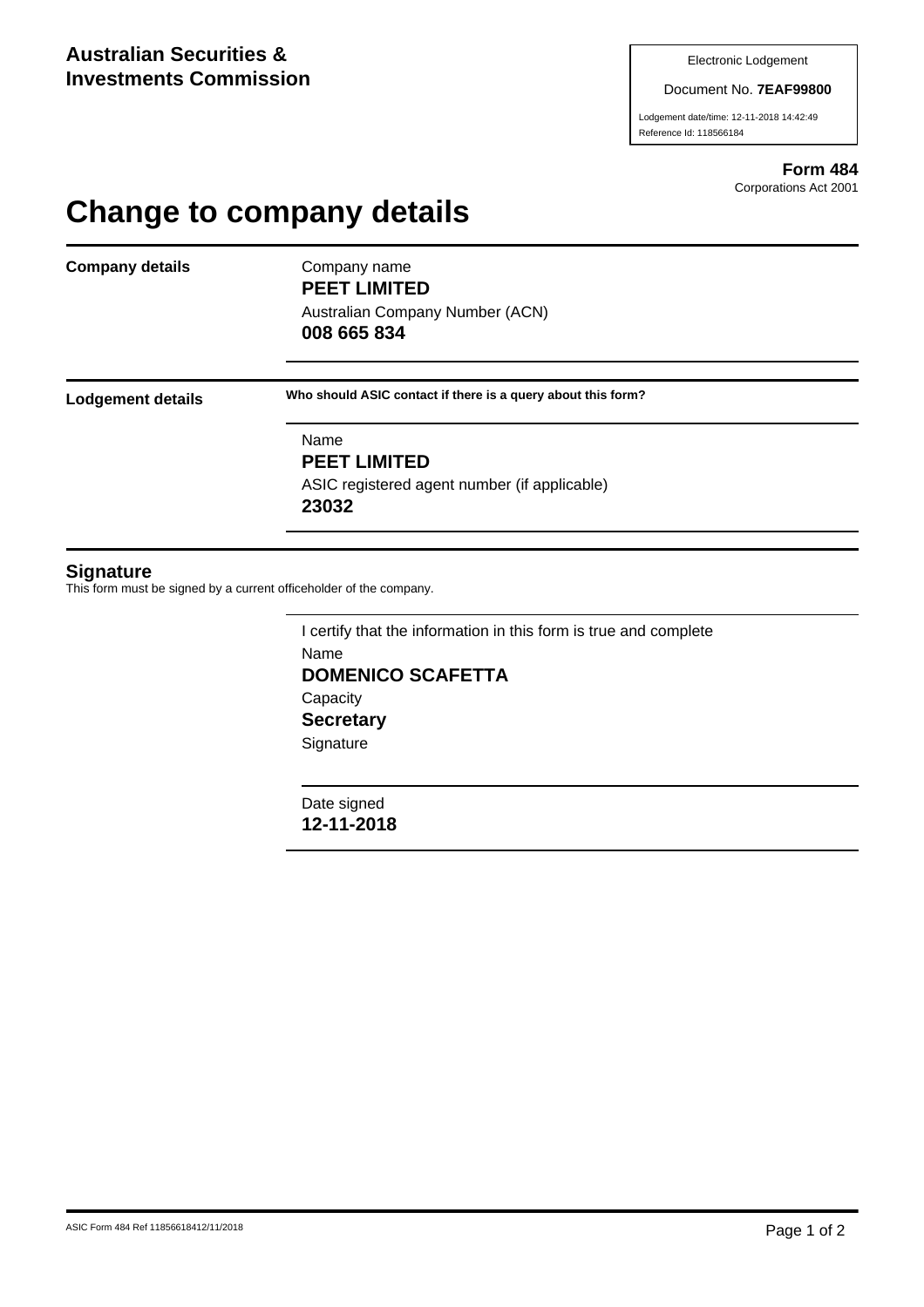**Australian Securities & Investments Commission**

Electronic Lodgement

Document No. **7EAF99800**

Lodgement date/time: 12-11-2018 14:42:49

Reference Id: 118566184

**Form 484**

Corporations Act 2001

# Change to company details

**Company details**

Company name

**PEET LIMITED**

Australian Company Number (ACN)

**008 665 834**

**Lodgement details**

**Who should ASIC contact if there is a query about this form?**

Name

**PEET LIMITED**

ASIC registered agent number (if applicable)

**23032**

## Signature

This form must be signed by a current officeholder of the company.

I certify that the information in this form is true and complete

Name

**DOMENICO SCAFETTA**

Capacity

**Secretary**

Signature

Date signed

**12-11-2018**

ASIC Form 484 Ref 11856618412/11/2018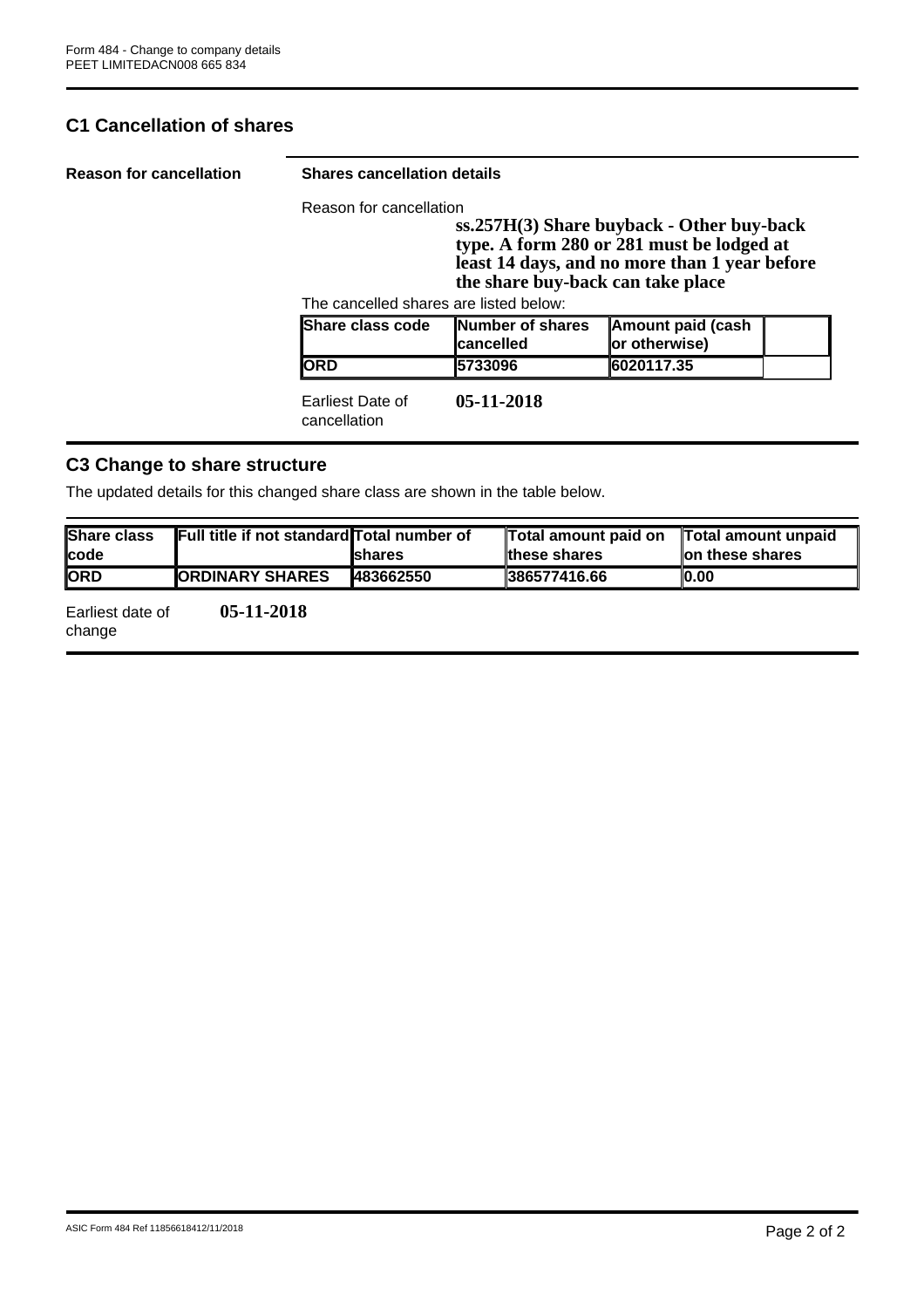## C1 Cancellation of shares

**Reason for cancellation**

**Shares cancellation details**

Reason for cancellation
**ss.257H(3) Share buyback - Other buy-back type. A form 280 or 281 must be lodged at least 14 days, and no more than 1 year before the share buy-back can take place**

The cancelled shares are listed below:

| Share class code | Number of shares cancelled | Amount paid (cash or otherwise) | |
|---|---|---|---|
| ORD | 5733096 | 6020117.35 | |

Earliest Date of cancellation **05-11-2018**

## C3 Change to share structure

The updated details for this changed share class are shown in the table below.

| Share class code | Full title if not standard | Total number of shares | Total amount paid on these shares | Total amount unpaid on these shares |
|---|---|---|---|---|
| ORD | ORDINARY SHARES | 483662550 | 386577416.66 | 0.00 |

Earliest date of change **05-11-2018**